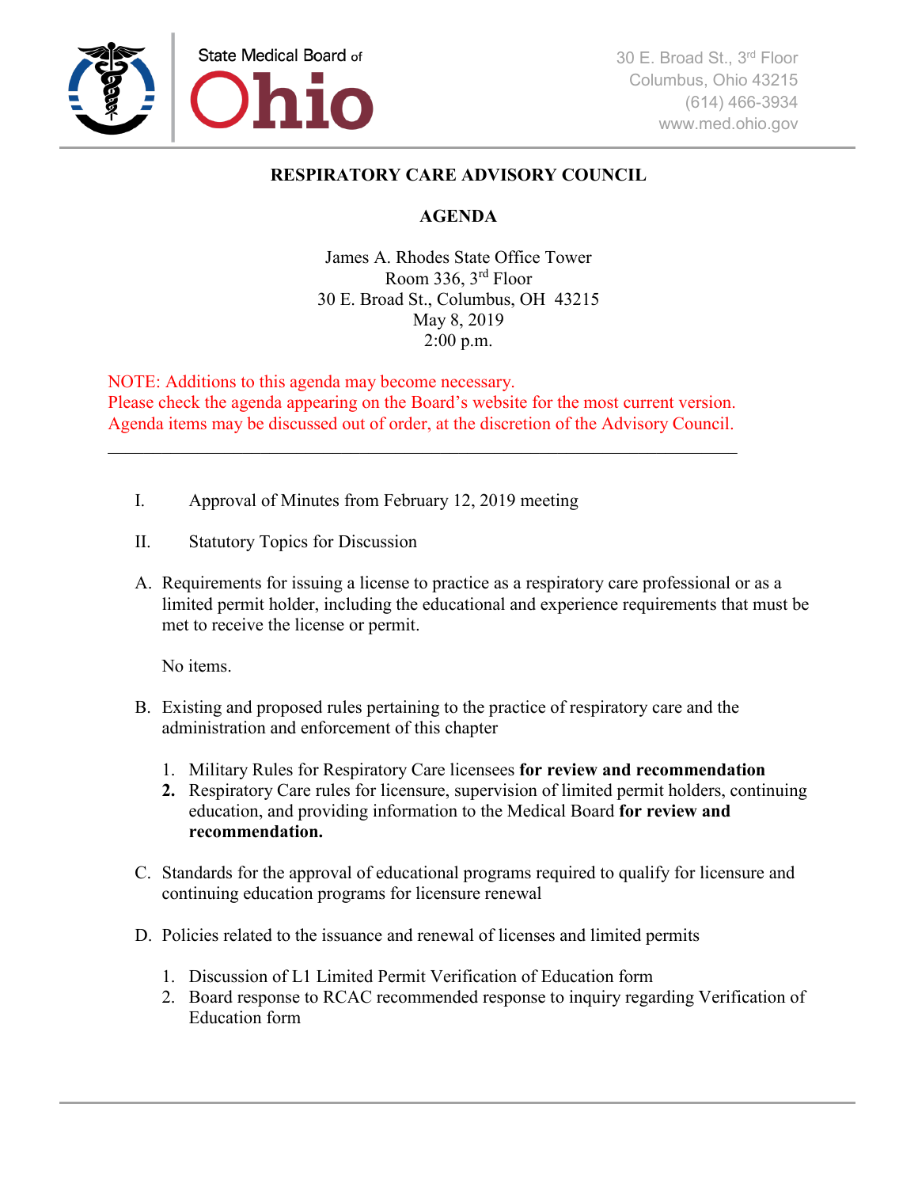State Medical Board of Ohio

30 E. Broad St., 3rd Floor
Columbus, Ohio 43215
(614) 466-3934
www.med.ohio.gov

## RESPIRATORY CARE ADVISORY COUNCIL

## AGENDA

James A. Rhodes State Office Tower
Room 336, 3rd Floor
30 E. Broad St., Columbus, OH 43215
May 8, 2019
2:00 p.m.

NOTE: Additions to this agenda may become necessary.
Please check the agenda appearing on the Board's website for the most current version.
Agenda items may be discussed out of order, at the discretion of the Advisory Council.

---

I. Approval of Minutes from February 12, 2019 meeting

II. Statutory Topics for Discussion

A. Requirements for issuing a license to practice as a respiratory care professional or as a limited permit holder, including the educational and experience requirements that must be met to receive the license or permit.

No items.

B. Existing and proposed rules pertaining to the practice of respiratory care and the administration and enforcement of this chapter

1. Military Rules for Respiratory Care licensees **for review and recommendation**
2. Respiratory Care rules for licensure, supervision of limited permit holders, continuing education, and providing information to the Medical Board **for review and recommendation.**

C. Standards for the approval of educational programs required to qualify for licensure and continuing education programs for licensure renewal

D. Policies related to the issuance and renewal of licenses and limited permits

1. Discussion of L1 Limited Permit Verification of Education form
2. Board response to RCAC recommended response to inquiry regarding Verification of Education form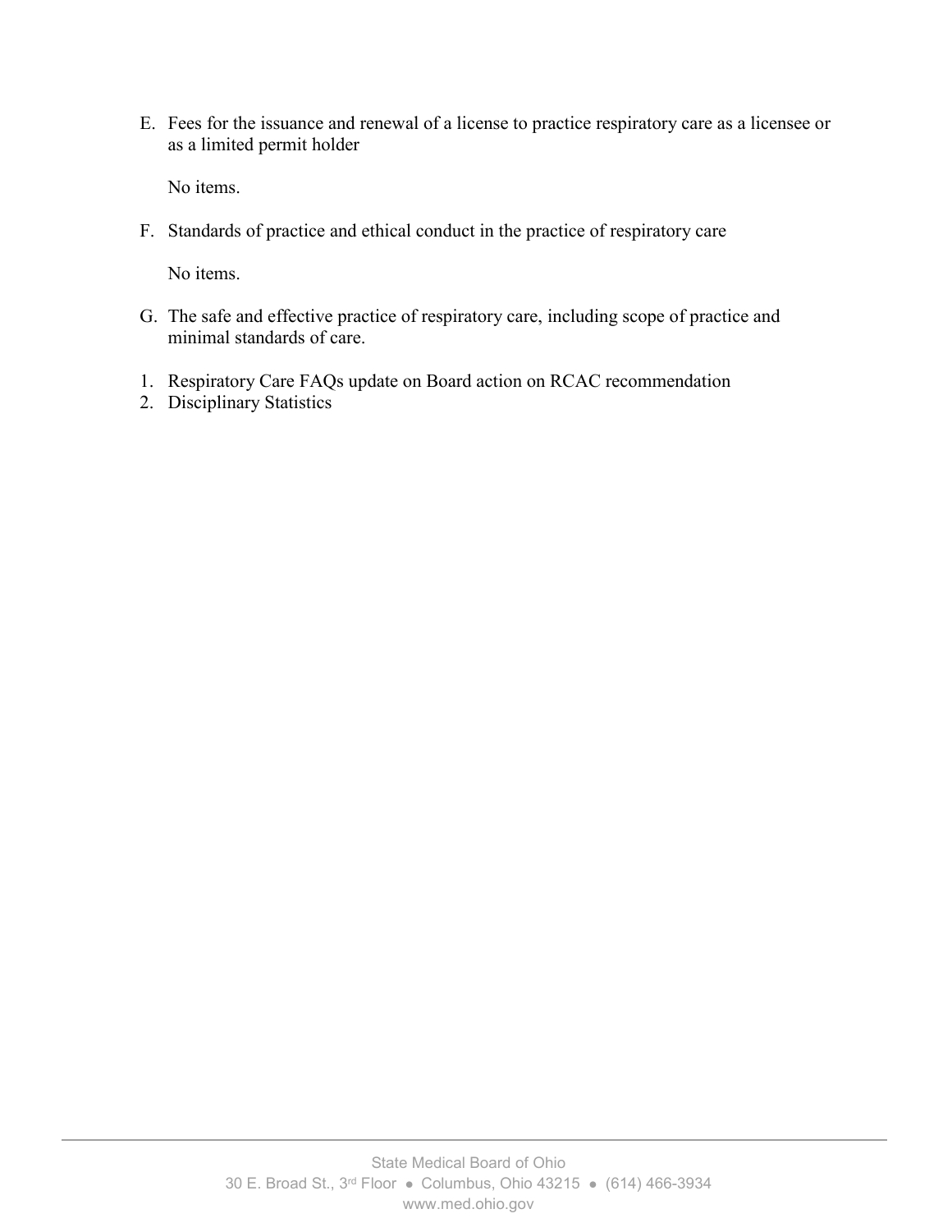E. Fees for the issuance and renewal of a license to practice respiratory care as a licensee or as a limited permit holder

   No items.

F. Standards of practice and ethical conduct in the practice of respiratory care

   No items.

G. The safe and effective practice of respiratory care, including scope of practice and minimal standards of care.

1. Respiratory Care FAQs update on Board action on RCAC recommendation
2. Disciplinary Statistics